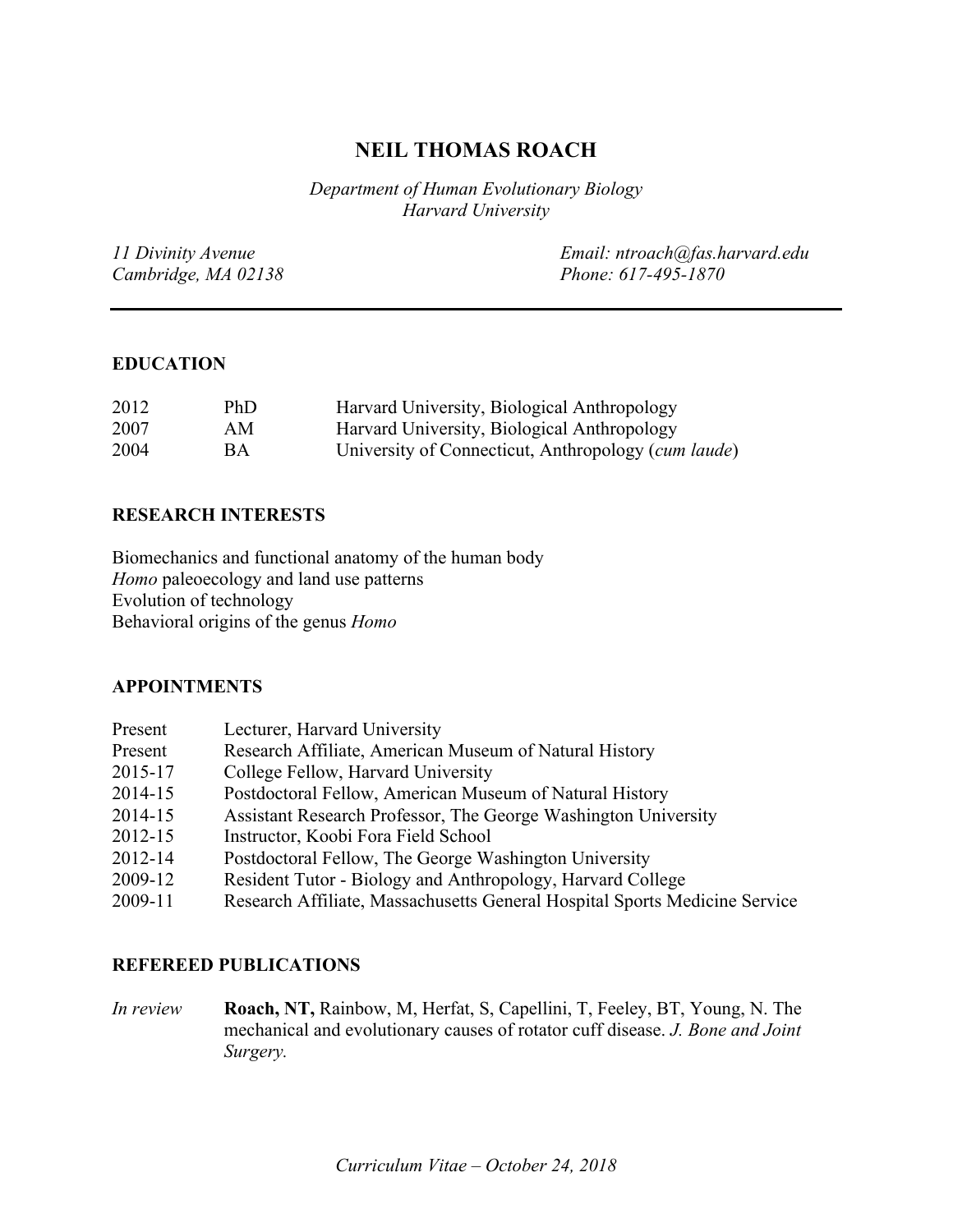# NEIL THOMAS ROACH

*Department of Human Evolutionary Biology*
*Harvard University*

*11 Divinity Avenue*
*Cambridge, MA 02138*

*Email: ntroach@fas.harvard.edu*
*Phone: 617-495-1870*

---

## EDUCATION

| | | |
|---|---|---|
| 2012 | PhD | Harvard University, Biological Anthropology |
| 2007 | AM | Harvard University, Biological Anthropology |
| 2004 | BA | University of Connecticut, Anthropology (*cum laude*) |

## RESEARCH INTERESTS

Biomechanics and functional anatomy of the human body
*Homo* paleoecology and land use patterns
Evolution of technology
Behavioral origins of the genus *Homo*

## APPOINTMENTS

| | |
|---|---|
| Present | Lecturer, Harvard University |
| Present | Research Affiliate, American Museum of Natural History |
| 2015-17 | College Fellow, Harvard University |
| 2014-15 | Postdoctoral Fellow, American Museum of Natural History |
| 2014-15 | Assistant Research Professor, The George Washington University |
| 2012-15 | Instructor, Koobi Fora Field School |
| 2012-14 | Postdoctoral Fellow, The George Washington University |
| 2009-12 | Resident Tutor - Biology and Anthropology, Harvard College |
| 2009-11 | Research Affiliate, Massachusetts General Hospital Sports Medicine Service |

## REFEREED PUBLICATIONS

*In review* **Roach, NT,** Rainbow, M, Herfat, S, Capellini, T, Feeley, BT, Young, N. The mechanical and evolutionary causes of rotator cuff disease. *J. Bone and Joint Surgery.*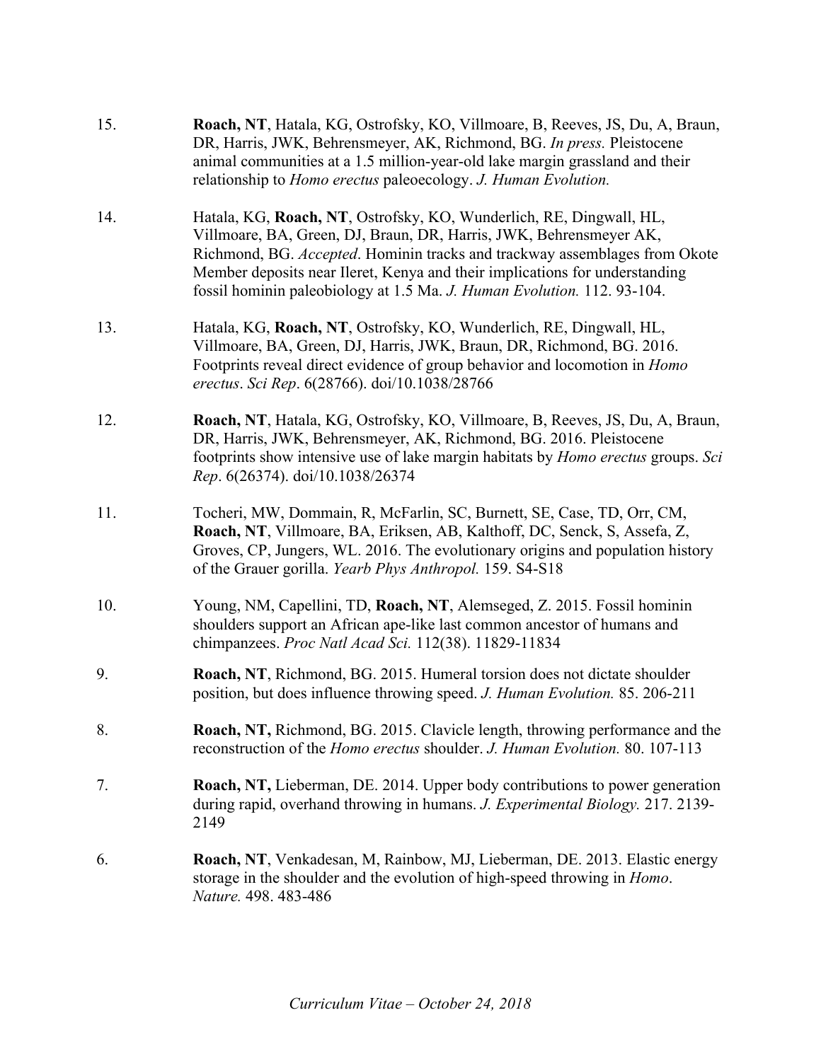15. **Roach, NT**, Hatala, KG, Ostrofsky, KO, Villmoare, B, Reeves, JS, Du, A, Braun, DR, Harris, JWK, Behrensmeyer, AK, Richmond, BG. *In press.* Pleistocene animal communities at a 1.5 million-year-old lake margin grassland and their relationship to *Homo erectus* paleoecology. *J. Human Evolution.*

14. Hatala, KG, **Roach, NT**, Ostrofsky, KO, Wunderlich, RE, Dingwall, HL, Villmoare, BA, Green, DJ, Braun, DR, Harris, JWK, Behrensmeyer AK, Richmond, BG. *Accepted*. Hominin tracks and trackway assemblages from Okote Member deposits near Ileret, Kenya and their implications for understanding fossil hominin paleobiology at 1.5 Ma. *J. Human Evolution.* 112. 93-104.

13. Hatala, KG, **Roach, NT**, Ostrofsky, KO, Wunderlich, RE, Dingwall, HL, Villmoare, BA, Green, DJ, Harris, JWK, Braun, DR, Richmond, BG. 2016. Footprints reveal direct evidence of group behavior and locomotion in *Homo erectus*. *Sci Rep*. 6(28766). doi/10.1038/28766

12. **Roach, NT**, Hatala, KG, Ostrofsky, KO, Villmoare, B, Reeves, JS, Du, A, Braun, DR, Harris, JWK, Behrensmeyer, AK, Richmond, BG. 2016. Pleistocene footprints show intensive use of lake margin habitats by *Homo erectus* groups. *Sci Rep*. 6(26374). doi/10.1038/26374

11. Tocheri, MW, Dommain, R, McFarlin, SC, Burnett, SE, Case, TD, Orr, CM, **Roach, NT**, Villmoare, BA, Eriksen, AB, Kalthoff, DC, Senck, S, Assefa, Z, Groves, CP, Jungers, WL. 2016. The evolutionary origins and population history of the Grauer gorilla. *Yearb Phys Anthropol.* 159. S4-S18

10. Young, NM, Capellini, TD, **Roach, NT**, Alemseged, Z. 2015. Fossil hominin shoulders support an African ape-like last common ancestor of humans and chimpanzees. *Proc Natl Acad Sci.* 112(38). 11829-11834

9. **Roach, NT**, Richmond, BG. 2015. Humeral torsion does not dictate shoulder position, but does influence throwing speed. *J. Human Evolution.* 85. 206-211

8. **Roach, NT,** Richmond, BG. 2015. Clavicle length, throwing performance and the reconstruction of the *Homo erectus* shoulder. *J. Human Evolution.* 80. 107-113

7. **Roach, NT,** Lieberman, DE. 2014. Upper body contributions to power generation during rapid, overhand throwing in humans. *J. Experimental Biology.* 217. 2139-2149

6. **Roach, NT**, Venkadesan, M, Rainbow, MJ, Lieberman, DE. 2013. Elastic energy storage in the shoulder and the evolution of high-speed throwing in *Homo*. *Nature.* 498. 483-486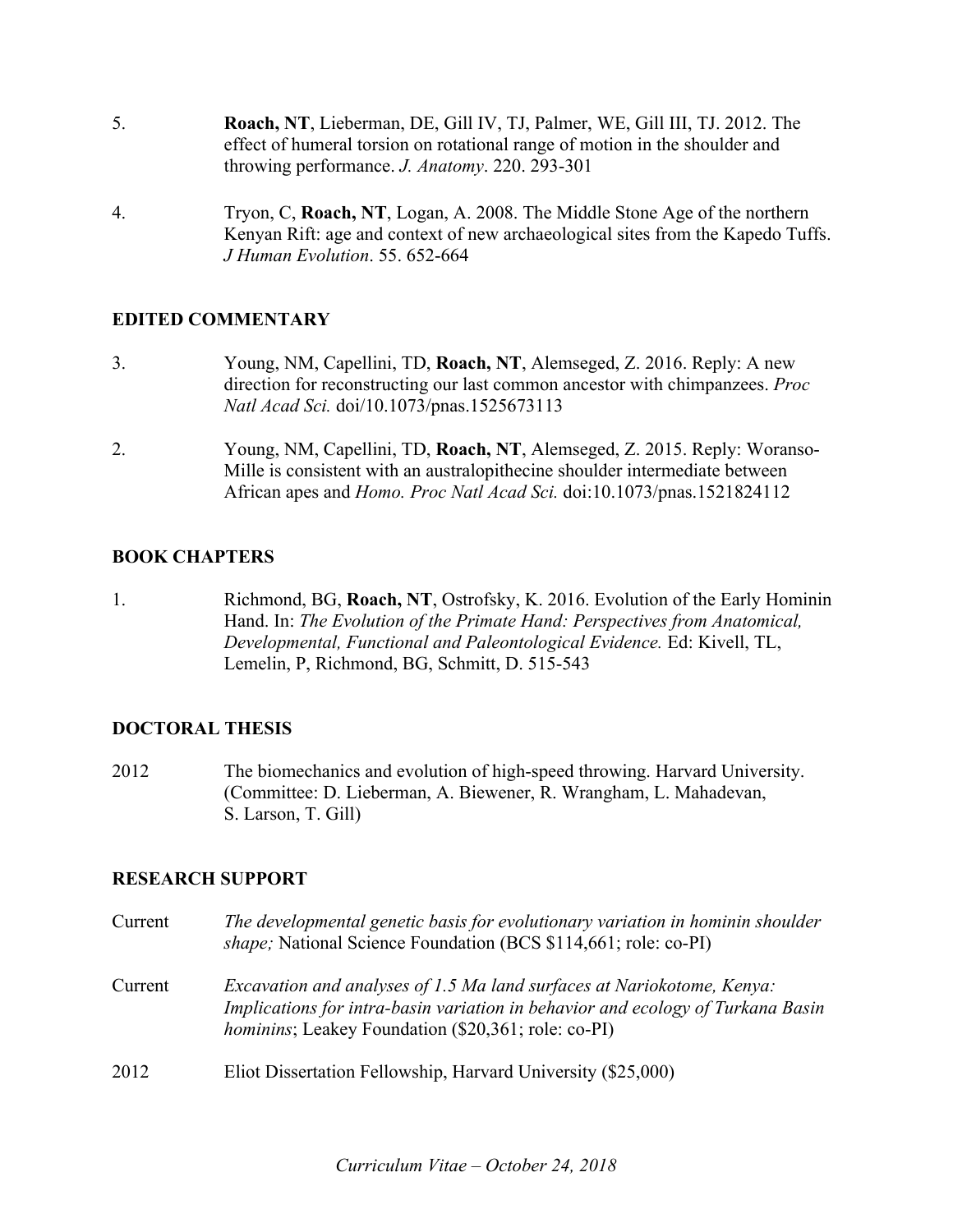5. **Roach, NT**, Lieberman, DE, Gill IV, TJ, Palmer, WE, Gill III, TJ. 2012. The effect of humeral torsion on rotational range of motion in the shoulder and throwing performance. *J. Anatomy*. 220. 293-301

4. Tryon, C, **Roach, NT**, Logan, A. 2008. The Middle Stone Age of the northern Kenyan Rift: age and context of new archaeological sites from the Kapedo Tuffs. *J Human Evolution*. 55. 652-664

## EDITED COMMENTARY

3. Young, NM, Capellini, TD, **Roach, NT**, Alemseged, Z. 2016. Reply: A new direction for reconstructing our last common ancestor with chimpanzees. *Proc Natl Acad Sci.* doi/10.1073/pnas.1525673113

2. Young, NM, Capellini, TD, **Roach, NT**, Alemseged, Z. 2015. Reply: Woranso-Mille is consistent with an australopithecine shoulder intermediate between African apes and *Homo. Proc Natl Acad Sci.* doi:10.1073/pnas.1521824112

## BOOK CHAPTERS

1. Richmond, BG, **Roach, NT**, Ostrofsky, K. 2016. Evolution of the Early Hominin Hand. In: *The Evolution of the Primate Hand: Perspectives from Anatomical, Developmental, Functional and Paleontological Evidence.* Ed: Kivell, TL, Lemelin, P, Richmond, BG, Schmitt, D. 515-543

## DOCTORAL THESIS

2012 The biomechanics and evolution of high-speed throwing. Harvard University. (Committee: D. Lieberman, A. Biewener, R. Wrangham, L. Mahadevan, S. Larson, T. Gill)

## RESEARCH SUPPORT

Current *The developmental genetic basis for evolutionary variation in hominin shoulder shape;* National Science Foundation (BCS $114,661; role: co-PI)

Current *Excavation and analyses of 1.5 Ma land surfaces at Nariokotome, Kenya: Implications for intra-basin variation in behavior and ecology of Turkana Basin hominins*; Leakey Foundation ($20,361; role: co-PI)

2012 Eliot Dissertation Fellowship, Harvard University ($25,000)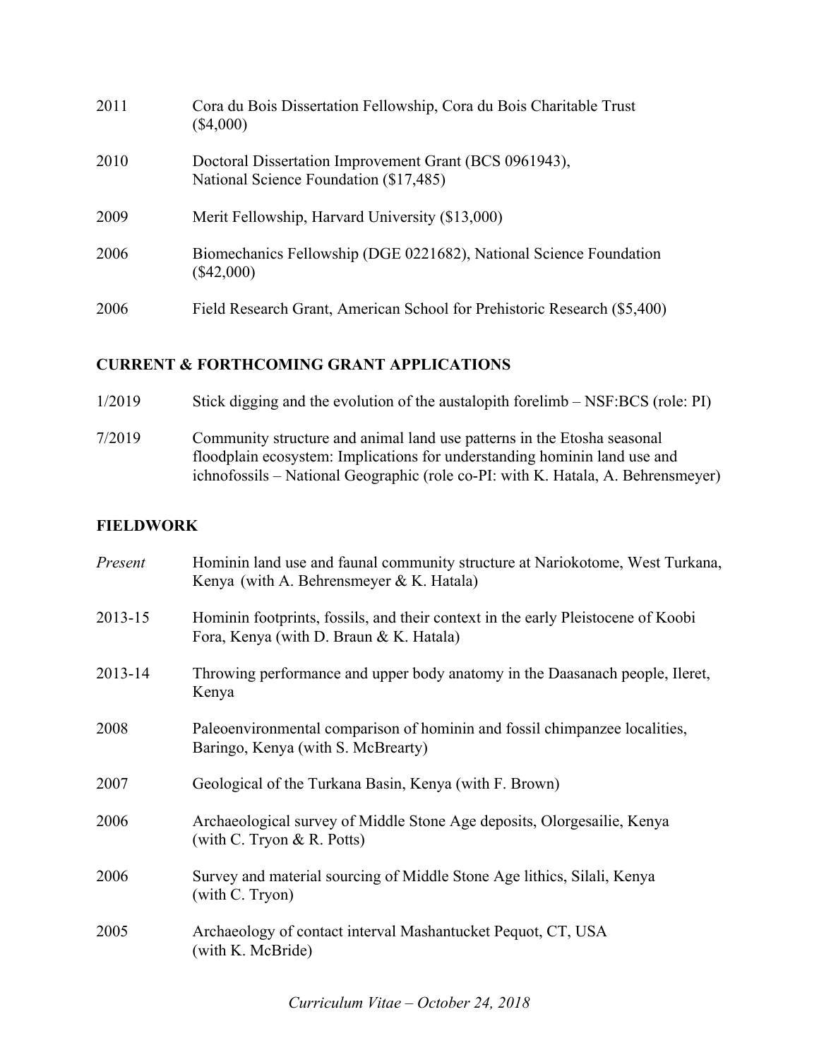2011 Cora du Bois Dissertation Fellowship, Cora du Bois Charitable Trust ($4,000)

2010 Doctoral Dissertation Improvement Grant (BCS 0961943), National Science Foundation ($17,485)

2009 Merit Fellowship, Harvard University ($13,000)

2006 Biomechanics Fellowship (DGE 0221682), National Science Foundation ($42,000)

2006 Field Research Grant, American School for Prehistoric Research ($5,400)

## CURRENT & FORTHCOMING GRANT APPLICATIONS

1/2019 Stick digging and the evolution of the austalopith forelimb – NSF:BCS (role: PI)

7/2019 Community structure and animal land use patterns in the Etosha seasonal floodplain ecosystem: Implications for understanding hominin land use and ichnofossils – National Geographic (role co-PI: with K. Hatala, A. Behrensmeyer)

## FIELDWORK

*Present* Hominin land use and faunal community structure at Nariokotome, West Turkana, Kenya (with A. Behrensmeyer & K. Hatala)

2013-15 Hominin footprints, fossils, and their context in the early Pleistocene of Koobi Fora, Kenya (with D. Braun & K. Hatala)

2013-14 Throwing performance and upper body anatomy in the Daasanach people, Ileret, Kenya

2008 Paleoenvironmental comparison of hominin and fossil chimpanzee localities, Baringo, Kenya (with S. McBrearty)

2007 Geological of the Turkana Basin, Kenya (with F. Brown)

2006 Archaeological survey of Middle Stone Age deposits, Olorgesailie, Kenya (with C. Tryon & R. Potts)

2006 Survey and material sourcing of Middle Stone Age lithics, Silali, Kenya (with C. Tryon)

2005 Archaeology of contact interval Mashantucket Pequot, CT, USA (with K. McBride)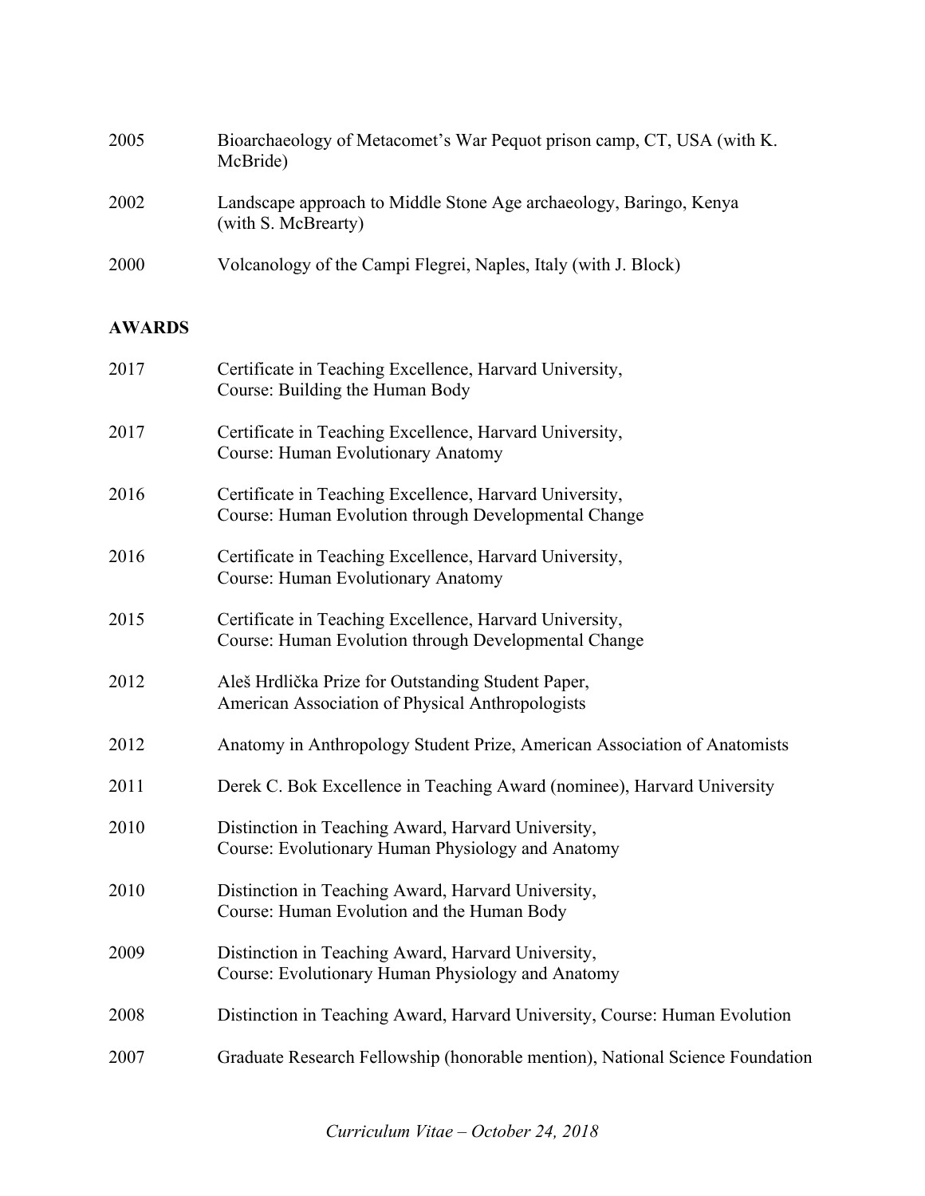2005 Bioarchaeology of Metacomet's War Pequot prison camp, CT, USA (with K. McBride)

2002 Landscape approach to Middle Stone Age archaeology, Baringo, Kenya (with S. McBrearty)

2000 Volcanology of the Campi Flegrei, Naples, Italy (with J. Block)

## AWARDS

2017 Certificate in Teaching Excellence, Harvard University, Course: Building the Human Body

2017 Certificate in Teaching Excellence, Harvard University, Course: Human Evolutionary Anatomy

2016 Certificate in Teaching Excellence, Harvard University, Course: Human Evolution through Developmental Change

2016 Certificate in Teaching Excellence, Harvard University, Course: Human Evolutionary Anatomy

2015 Certificate in Teaching Excellence, Harvard University, Course: Human Evolution through Developmental Change

2012 Aleš Hrdlička Prize for Outstanding Student Paper, American Association of Physical Anthropologists

2012 Anatomy in Anthropology Student Prize, American Association of Anatomists

2011 Derek C. Bok Excellence in Teaching Award (nominee), Harvard University

2010 Distinction in Teaching Award, Harvard University, Course: Evolutionary Human Physiology and Anatomy

2010 Distinction in Teaching Award, Harvard University, Course: Human Evolution and the Human Body

2009 Distinction in Teaching Award, Harvard University, Course: Evolutionary Human Physiology and Anatomy

2008 Distinction in Teaching Award, Harvard University, Course: Human Evolution

2007 Graduate Research Fellowship (honorable mention), National Science Foundation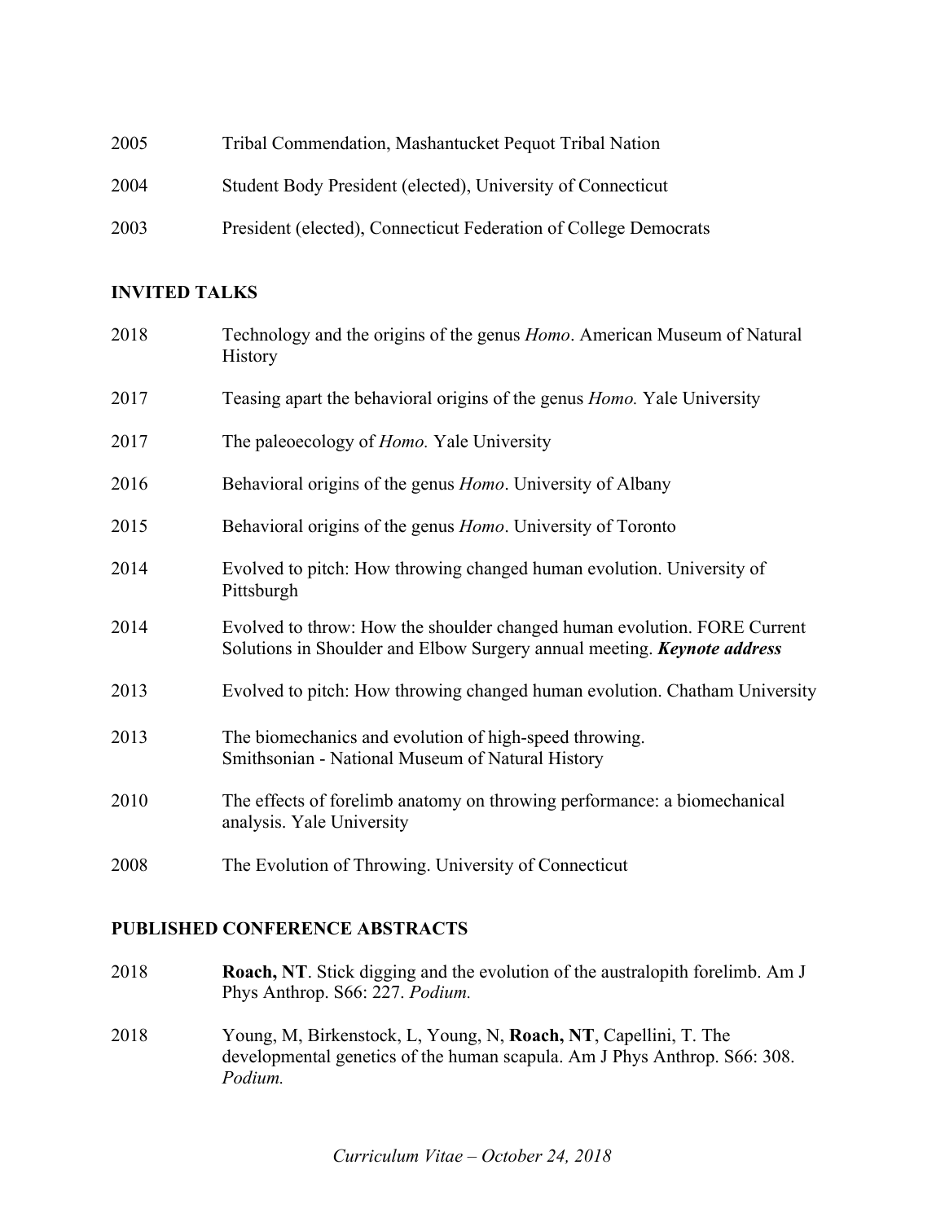2005 Tribal Commendation, Mashantucket Pequot Tribal Nation

2004 Student Body President (elected), University of Connecticut

2003 President (elected), Connecticut Federation of College Democrats

## INVITED TALKS

2018 Technology and the origins of the genus *Homo*. American Museum of Natural History

2017 Teasing apart the behavioral origins of the genus *Homo.* Yale University

2017 The paleoecology of *Homo.* Yale University

2016 Behavioral origins of the genus *Homo*. University of Albany

2015 Behavioral origins of the genus *Homo*. University of Toronto

2014 Evolved to pitch: How throwing changed human evolution. University of Pittsburgh

2014 Evolved to throw: How the shoulder changed human evolution. FORE Current Solutions in Shoulder and Elbow Surgery annual meeting. ***Keynote address***

2013 Evolved to pitch: How throwing changed human evolution. Chatham University

2013 The biomechanics and evolution of high-speed throwing. Smithsonian - National Museum of Natural History

2010 The effects of forelimb anatomy on throwing performance: a biomechanical analysis. Yale University

2008 The Evolution of Throwing. University of Connecticut

## PUBLISHED CONFERENCE ABSTRACTS

2018 **Roach, NT**. Stick digging and the evolution of the australopith forelimb. Am J Phys Anthrop. S66: 227. *Podium.*

2018 Young, M, Birkenstock, L, Young, N, **Roach, NT**, Capellini, T. The developmental genetics of the human scapula. Am J Phys Anthrop. S66: 308. *Podium.*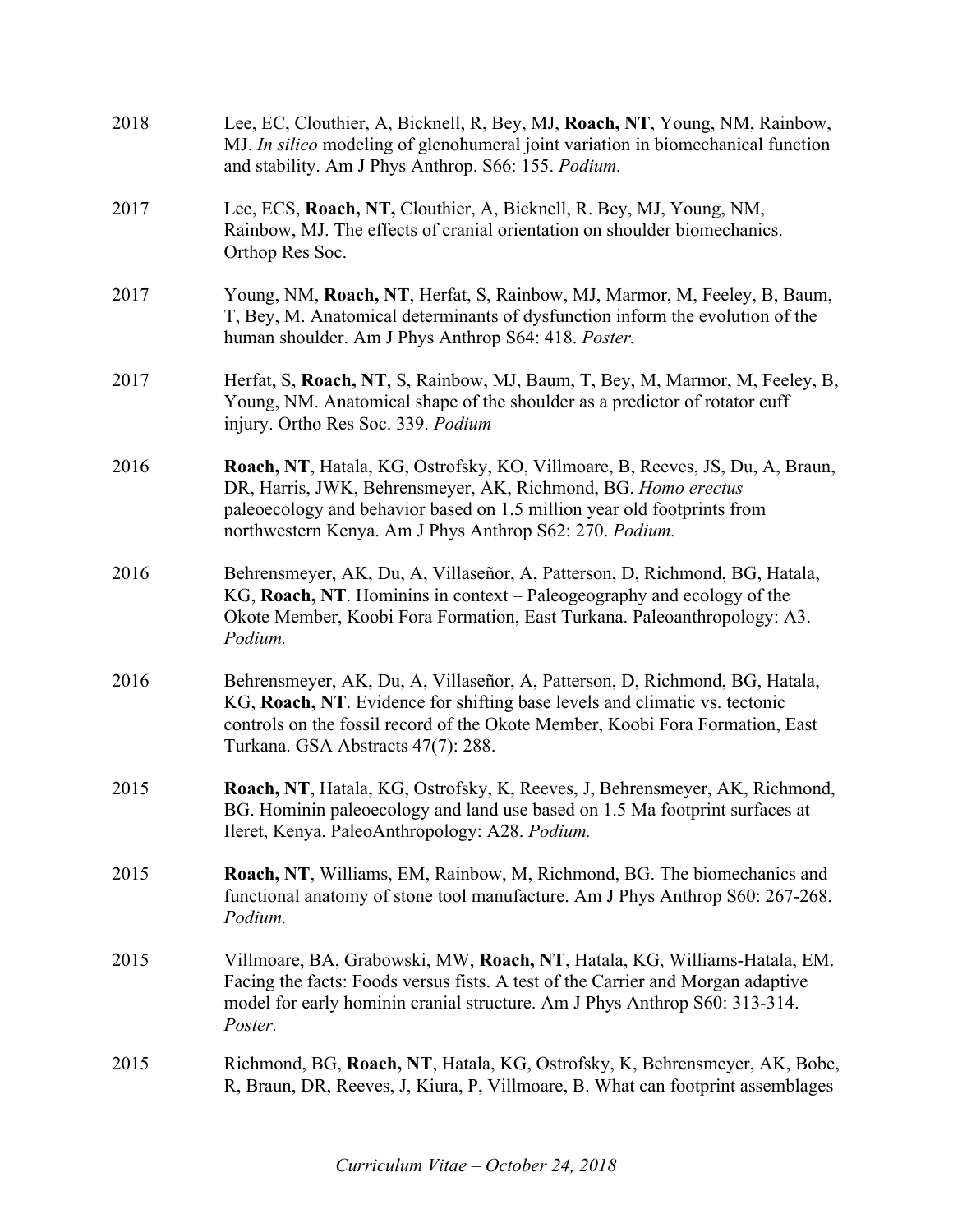2018 Lee, EC, Clouthier, A, Bicknell, R, Bey, MJ, **Roach, NT**, Young, NM, Rainbow, MJ. *In silico* modeling of glenohumeral joint variation in biomechanical function and stability. Am J Phys Anthrop. S66: 155. *Podium.*

2017 Lee, ECS, **Roach, NT,** Clouthier, A, Bicknell, R. Bey, MJ, Young, NM, Rainbow, MJ. The effects of cranial orientation on shoulder biomechanics. Orthop Res Soc.

2017 Young, NM, **Roach, NT**, Herfat, S, Rainbow, MJ, Marmor, M, Feeley, B, Baum, T, Bey, M. Anatomical determinants of dysfunction inform the evolution of the human shoulder. Am J Phys Anthrop S64: 418. *Poster.*

2017 Herfat, S, **Roach, NT**, S, Rainbow, MJ, Baum, T, Bey, M, Marmor, M, Feeley, B, Young, NM. Anatomical shape of the shoulder as a predictor of rotator cuff injury. Ortho Res Soc. 339. *Podium*

2016 **Roach, NT**, Hatala, KG, Ostrofsky, KO, Villmoare, B, Reeves, JS, Du, A, Braun, DR, Harris, JWK, Behrensmeyer, AK, Richmond, BG. *Homo erectus* paleoecology and behavior based on 1.5 million year old footprints from northwestern Kenya. Am J Phys Anthrop S62: 270. *Podium.*

2016 Behrensmeyer, AK, Du, A, Villaseñor, A, Patterson, D, Richmond, BG, Hatala, KG, **Roach, NT**. Hominins in context – Paleogeography and ecology of the Okote Member, Koobi Fora Formation, East Turkana. Paleoanthropology: A3. *Podium.*

2016 Behrensmeyer, AK, Du, A, Villaseñor, A, Patterson, D, Richmond, BG, Hatala, KG, **Roach, NT**. Evidence for shifting base levels and climatic vs. tectonic controls on the fossil record of the Okote Member, Koobi Fora Formation, East Turkana. GSA Abstracts 47(7): 288.

2015 **Roach, NT**, Hatala, KG, Ostrofsky, K, Reeves, J, Behrensmeyer, AK, Richmond, BG. Hominin paleoecology and land use based on 1.5 Ma footprint surfaces at Ileret, Kenya. PaleoAnthropology: A28. *Podium.*

2015 **Roach, NT**, Williams, EM, Rainbow, M, Richmond, BG. The biomechanics and functional anatomy of stone tool manufacture. Am J Phys Anthrop S60: 267-268. *Podium.*

2015 Villmoare, BA, Grabowski, MW, **Roach, NT**, Hatala, KG, Williams-Hatala, EM. Facing the facts: Foods versus fists. A test of the Carrier and Morgan adaptive model for early hominin cranial structure. Am J Phys Anthrop S60: 313-314. *Poster.*

2015 Richmond, BG, **Roach, NT**, Hatala, KG, Ostrofsky, K, Behrensmeyer, AK, Bobe, R, Braun, DR, Reeves, J, Kiura, P, Villmoare, B. What can footprint assemblages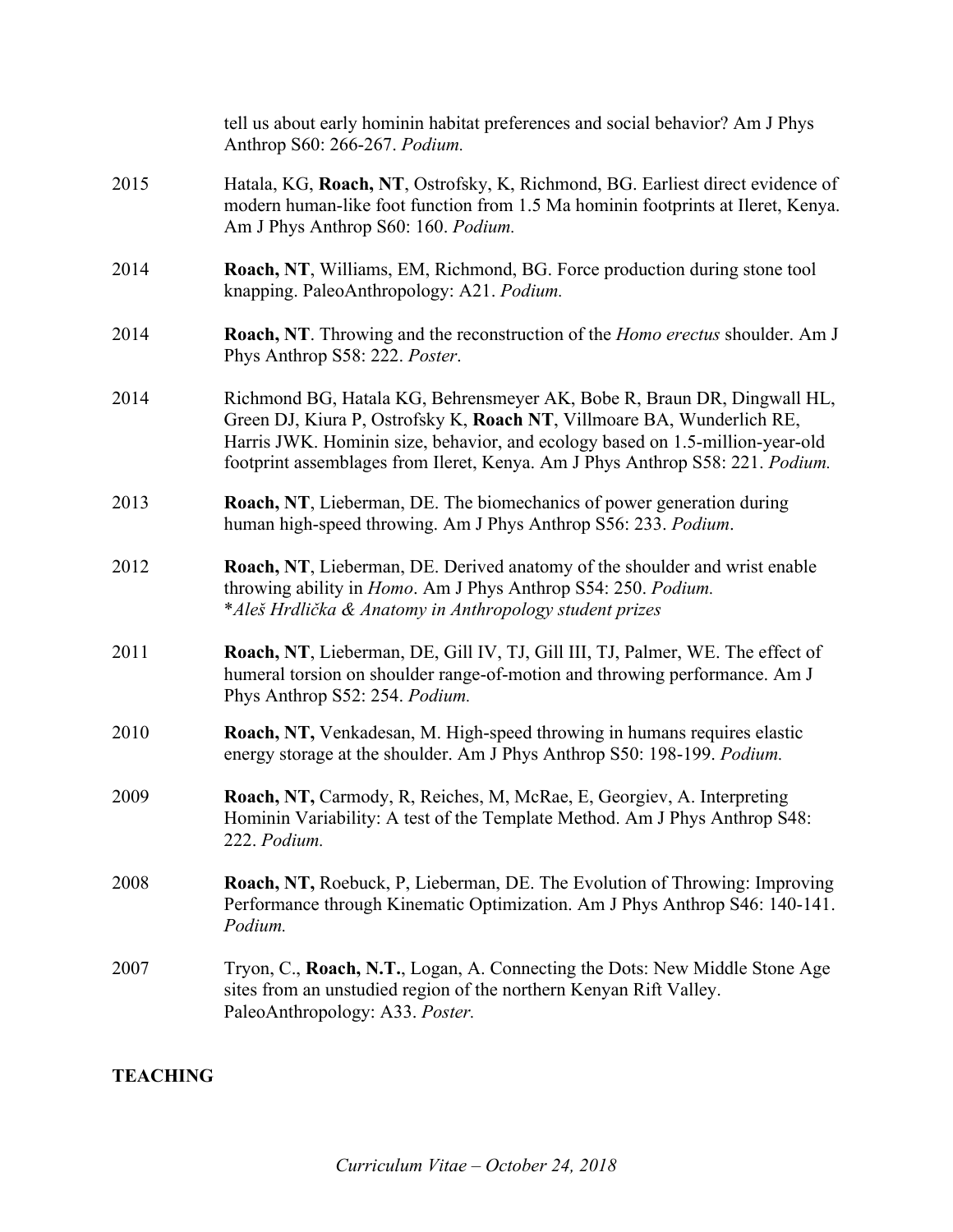tell us about early hominin habitat preferences and social behavior? Am J Phys Anthrop S60: 266-267. *Podium.*

2015 Hatala, KG, **Roach, NT**, Ostrofsky, K, Richmond, BG. Earliest direct evidence of modern human-like foot function from 1.5 Ma hominin footprints at Ileret, Kenya. Am J Phys Anthrop S60: 160. *Podium.*

2014 **Roach, NT**, Williams, EM, Richmond, BG. Force production during stone tool knapping. PaleoAnthropology: A21. *Podium.*

2014 **Roach, NT**. Throwing and the reconstruction of the *Homo erectus* shoulder. Am J Phys Anthrop S58: 222. *Poster*.

2014 Richmond BG, Hatala KG, Behrensmeyer AK, Bobe R, Braun DR, Dingwall HL, Green DJ, Kiura P, Ostrofsky K, **Roach NT**, Villmoare BA, Wunderlich RE, Harris JWK. Hominin size, behavior, and ecology based on 1.5-million-year-old footprint assemblages from Ileret, Kenya. Am J Phys Anthrop S58: 221. *Podium.*

2013 **Roach, NT**, Lieberman, DE. The biomechanics of power generation during human high-speed throwing. Am J Phys Anthrop S56: 233. *Podium*.

2012 **Roach, NT**, Lieberman, DE. Derived anatomy of the shoulder and wrist enable throwing ability in *Homo*. Am J Phys Anthrop S54: 250. *Podium.*
*\*Aleš Hrdlička & Anatomy in Anthropology student prizes*

2011 **Roach, NT**, Lieberman, DE, Gill IV, TJ, Gill III, TJ, Palmer, WE. The effect of humeral torsion on shoulder range-of-motion and throwing performance. Am J Phys Anthrop S52: 254. *Podium.*

2010 **Roach, NT,** Venkadesan, M. High-speed throwing in humans requires elastic energy storage at the shoulder. Am J Phys Anthrop S50: 198-199. *Podium.*

2009 **Roach, NT,** Carmody, R, Reiches, M, McRae, E, Georgiev, A. Interpreting Hominin Variability: A test of the Template Method. Am J Phys Anthrop S48: 222. *Podium.*

2008 **Roach, NT,** Roebuck, P, Lieberman, DE. The Evolution of Throwing: Improving Performance through Kinematic Optimization. Am J Phys Anthrop S46: 140-141. *Podium.*

2007 Tryon, C., **Roach, N.T.**, Logan, A. Connecting the Dots: New Middle Stone Age sites from an unstudied region of the northern Kenyan Rift Valley. PaleoAnthropology: A33. *Poster.*

## TEACHING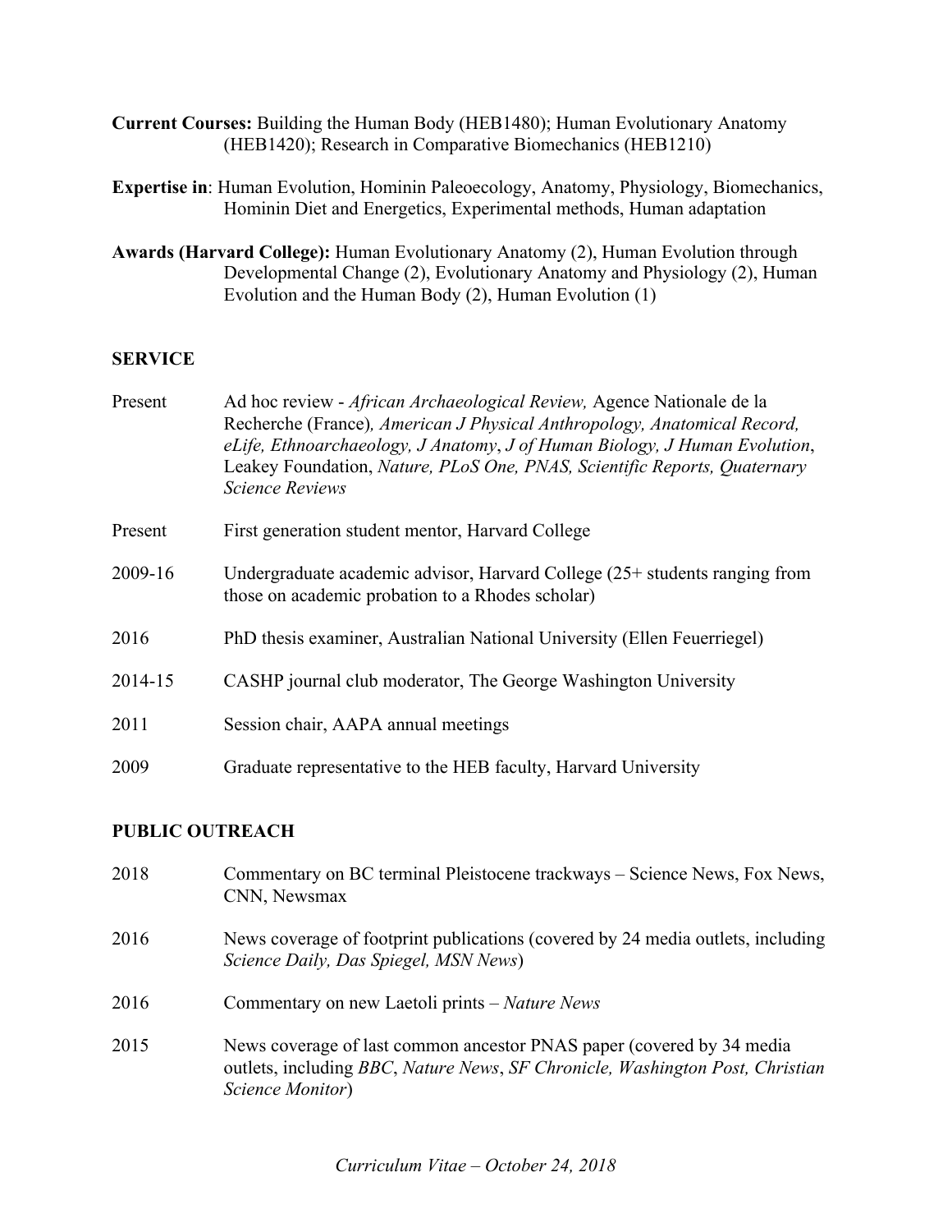**Current Courses:** Building the Human Body (HEB1480); Human Evolutionary Anatomy (HEB1420); Research in Comparative Biomechanics (HEB1210)

**Expertise in**: Human Evolution, Hominin Paleoecology, Anatomy, Physiology, Biomechanics, Hominin Diet and Energetics, Experimental methods, Human adaptation

**Awards (Harvard College):** Human Evolutionary Anatomy (2), Human Evolution through Developmental Change (2), Evolutionary Anatomy and Physiology (2), Human Evolution and the Human Body (2), Human Evolution (1)

## SERVICE

| | |
|---|---|
| Present | Ad hoc review - *African Archaeological Review,* Agence Nationale de la Recherche (France)*, American J Physical Anthropology, Anatomical Record, eLife, Ethnoarchaeology, J Anatomy*, *J of Human Biology, J Human Evolution*, Leakey Foundation, *Nature, PLoS One, PNAS, Scientific Reports, Quaternary Science Reviews* |
| Present | First generation student mentor, Harvard College |
| 2009-16 | Undergraduate academic advisor, Harvard College (25+ students ranging from those on academic probation to a Rhodes scholar) |
| 2016 | PhD thesis examiner, Australian National University (Ellen Feuerriegel) |
| 2014-15 | CASHP journal club moderator, The George Washington University |
| 2011 | Session chair, AAPA annual meetings |
| 2009 | Graduate representative to the HEB faculty, Harvard University |

## PUBLIC OUTREACH

| | |
|---|---|
| 2018 | Commentary on BC terminal Pleistocene trackways – Science News, Fox News, CNN, Newsmax |
| 2016 | News coverage of footprint publications (covered by 24 media outlets, including *Science Daily, Das Spiegel, MSN News*) |
| 2016 | Commentary on new Laetoli prints – *Nature News* |
| 2015 | News coverage of last common ancestor PNAS paper (covered by 34 media outlets, including *BBC*, *Nature News*, *SF Chronicle, Washington Post, Christian Science Monitor*) |

*Curriculum Vitae – October 24, 2018*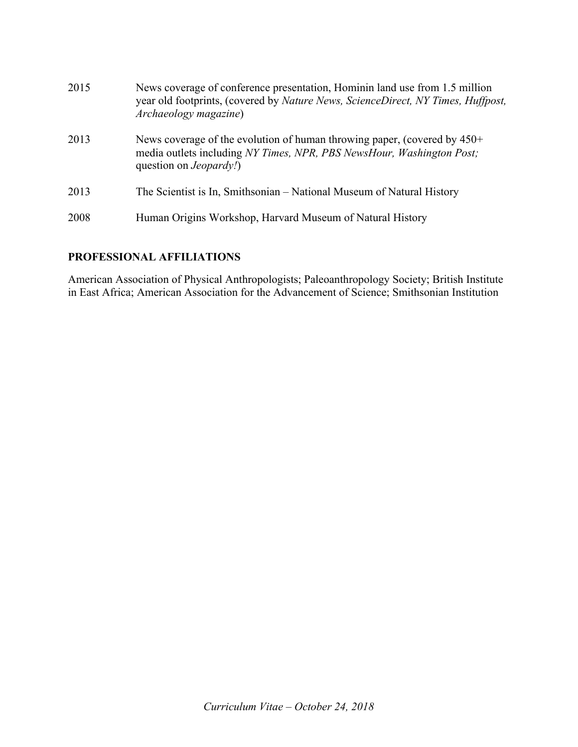2015 News coverage of conference presentation, Hominin land use from 1.5 million year old footprints, (covered by *Nature News, ScienceDirect, NY Times, Huffpost, Archaeology magazine*)

2013 News coverage of the evolution of human throwing paper, (covered by 450+ media outlets including *NY Times, NPR, PBS NewsHour, Washington Post;* question on *Jeopardy!*)

2013 The Scientist is In, Smithsonian – National Museum of Natural History

2008 Human Origins Workshop, Harvard Museum of Natural History

## PROFESSIONAL AFFILIATIONS

American Association of Physical Anthropologists; Paleoanthropology Society; British Institute in East Africa; American Association for the Advancement of Science; Smithsonian Institution